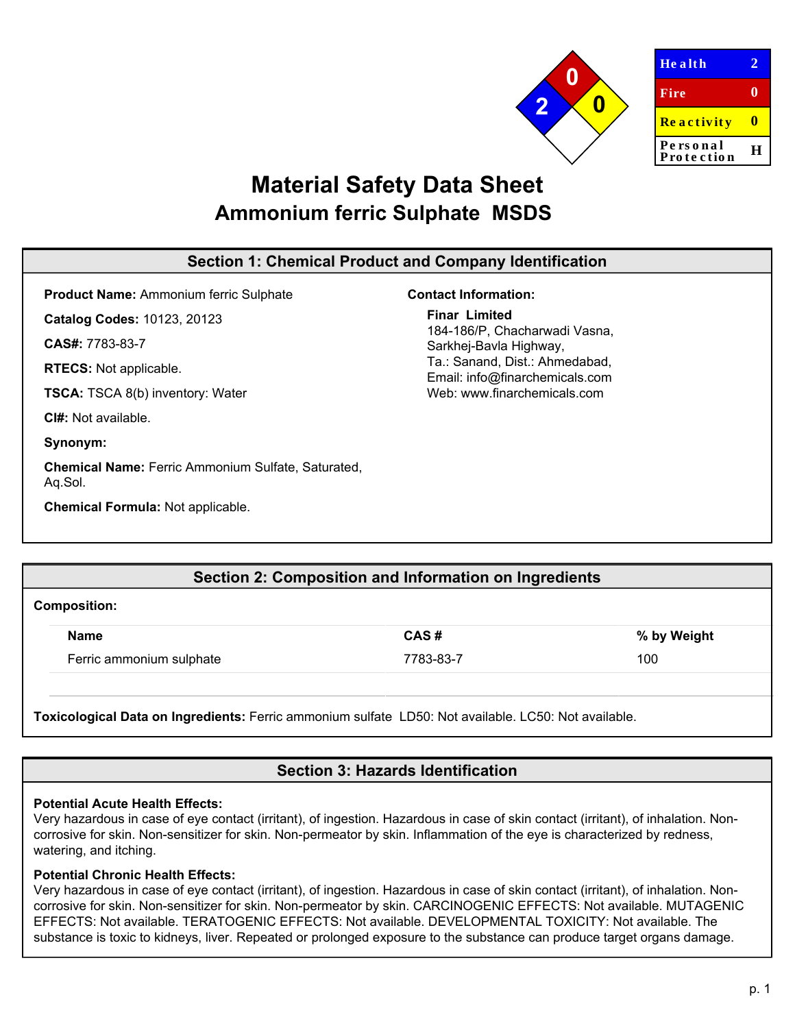| Health | 2 |
| --- | --- |
| Fire | 0 |
| Reactivity | 0 |
| Personal Protection | H |

# Material Safety Data Sheet
## Ammonium ferric Sulphate MSDS

## Section 1: Chemical Product and Company Identification

**Product Name:** Ammonium ferric Sulphate

**Catalog Codes:** 10123, 20123

**CAS#:** 7783-83-7

**RTECS:** Not applicable.

**TSCA:** TSCA 8(b) inventory: Water

**CI#:** Not available.

**Synonym:**

**Chemical Name:** Ferric Ammonium Sulfate, Saturated, Aq.Sol.

**Chemical Formula:** Not applicable.

**Contact Information:**

**Finar Limited**
184-186/P, Chacharwadi Vasna,
Sarkhej-Bavla Highway,
Ta.: Sanand, Dist.: Ahmedabad,
Email: info@finarchemicals.com
Web: www.finarchemicals.com

## Section 2: Composition and Information on Ingredients

**Composition:**

| Name | CAS # | % by Weight |
| --- | --- | --- |
| Ferric ammonium sulphate | 7783-83-7 | 100 |

**Toxicological Data on Ingredients:** Ferric ammonium sulfate LD50: Not available. LC50: Not available.

## Section 3: Hazards Identification

**Potential Acute Health Effects:**
Very hazardous in case of eye contact (irritant), of ingestion. Hazardous in case of skin contact (irritant), of inhalation. Non-corrosive for skin. Non-sensitizer for skin. Non-permeator by skin. Inflammation of the eye is characterized by redness, watering, and itching.

**Potential Chronic Health Effects:**
Very hazardous in case of eye contact (irritant), of ingestion. Hazardous in case of skin contact (irritant), of inhalation. Non-corrosive for skin. Non-sensitizer for skin. Non-permeator by skin. CARCINOGENIC EFFECTS: Not available. MUTAGENIC EFFECTS: Not available. TERATOGENIC EFFECTS: Not available. DEVELOPMENTAL TOXICITY: Not available. The substance is toxic to kidneys, liver. Repeated or prolonged exposure to the substance can produce target organs damage.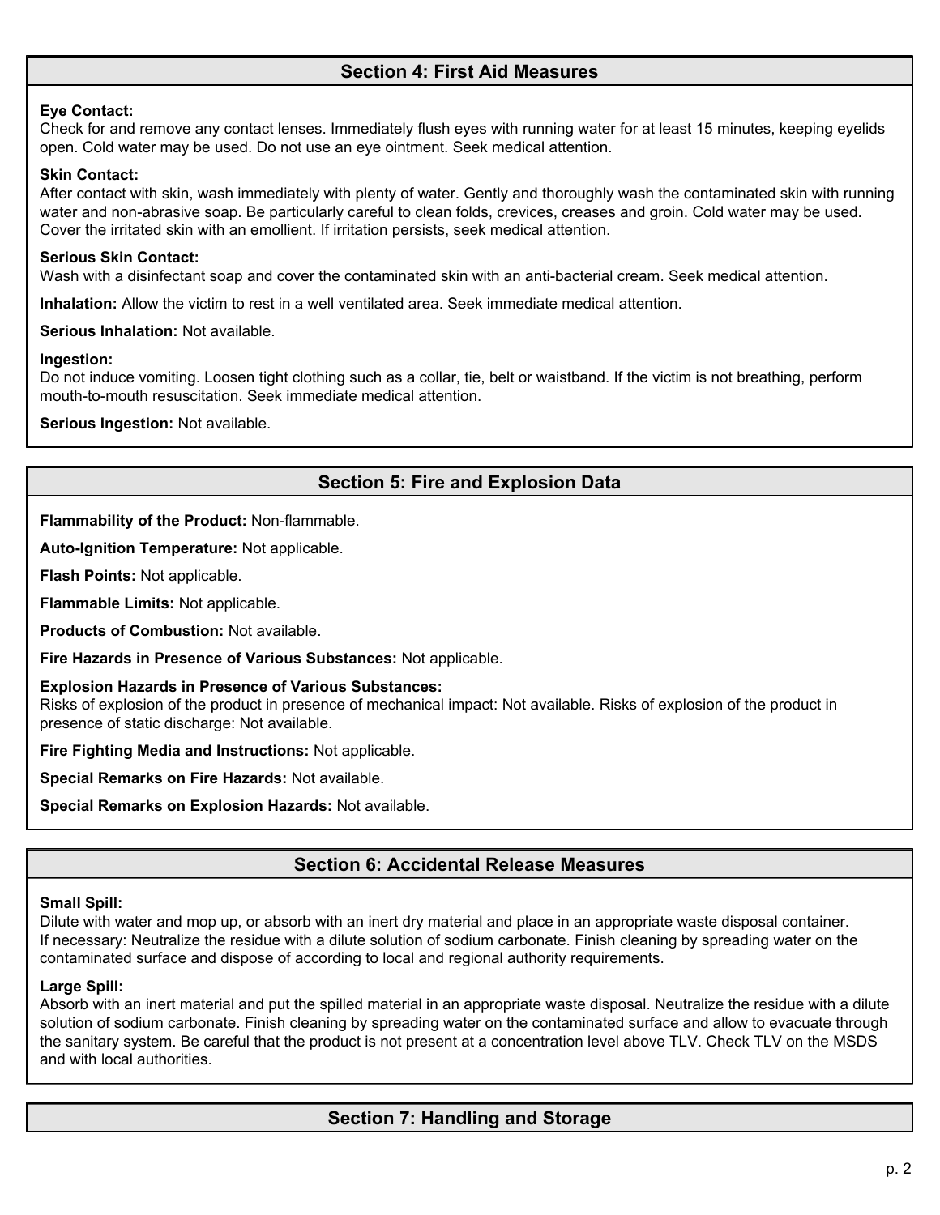## Section 4: First Aid Measures

**Eye Contact:**
Check for and remove any contact lenses. Immediately flush eyes with running water for at least 15 minutes, keeping eyelids open. Cold water may be used. Do not use an eye ointment. Seek medical attention.

**Skin Contact:**
After contact with skin, wash immediately with plenty of water. Gently and thoroughly wash the contaminated skin with running water and non-abrasive soap. Be particularly careful to clean folds, crevices, creases and groin. Cold water may be used. Cover the irritated skin with an emollient. If irritation persists, seek medical attention.

**Serious Skin Contact:**
Wash with a disinfectant soap and cover the contaminated skin with an anti-bacterial cream. Seek medical attention.

**Inhalation:** Allow the victim to rest in a well ventilated area. Seek immediate medical attention.

**Serious Inhalation:** Not available.

**Ingestion:**
Do not induce vomiting. Loosen tight clothing such as a collar, tie, belt or waistband. If the victim is not breathing, perform mouth-to-mouth resuscitation. Seek immediate medical attention.

**Serious Ingestion:** Not available.

## Section 5: Fire and Explosion Data

**Flammability of the Product:** Non-flammable.

**Auto-Ignition Temperature:** Not applicable.

**Flash Points:** Not applicable.

**Flammable Limits:** Not applicable.

**Products of Combustion:** Not available.

**Fire Hazards in Presence of Various Substances:** Not applicable.

**Explosion Hazards in Presence of Various Substances:**
Risks of explosion of the product in presence of mechanical impact: Not available. Risks of explosion of the product in presence of static discharge: Not available.

**Fire Fighting Media and Instructions:** Not applicable.

**Special Remarks on Fire Hazards:** Not available.

**Special Remarks on Explosion Hazards:** Not available.

## Section 6: Accidental Release Measures

**Small Spill:**
Dilute with water and mop up, or absorb with an inert dry material and place in an appropriate waste disposal container. If necessary: Neutralize the residue with a dilute solution of sodium carbonate. Finish cleaning by spreading water on the contaminated surface and dispose of according to local and regional authority requirements.

**Large Spill:**
Absorb with an inert material and put the spilled material in an appropriate waste disposal. Neutralize the residue with a dilute solution of sodium carbonate. Finish cleaning by spreading water on the contaminated surface and allow to evacuate through the sanitary system. Be careful that the product is not present at a concentration level above TLV. Check TLV on the MSDS and with local authorities.

## Section 7: Handling and Storage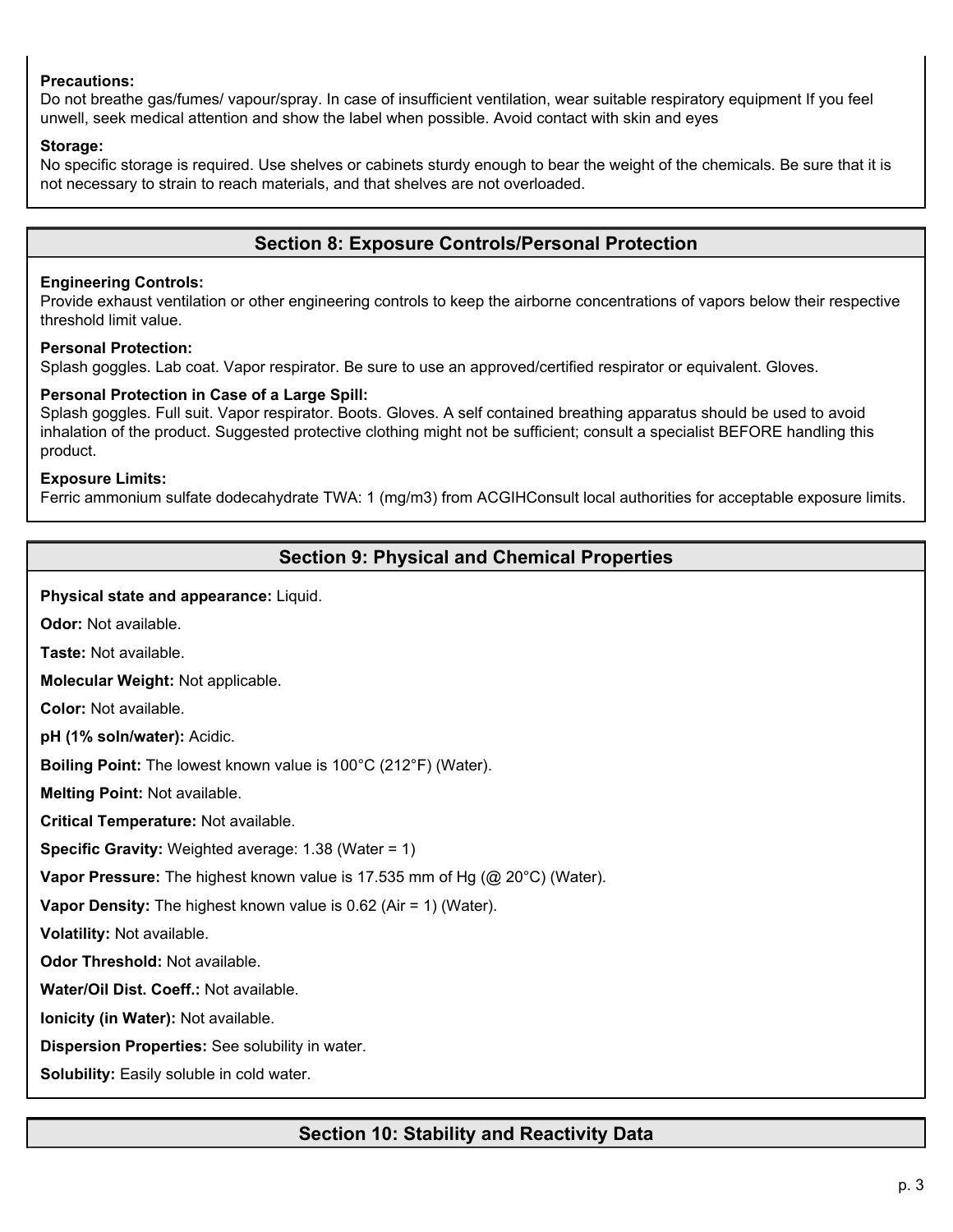**Precautions:**
Do not breathe gas/fumes/ vapour/spray. In case of insufficient ventilation, wear suitable respiratory equipment If you feel unwell, seek medical attention and show the label when possible. Avoid contact with skin and eyes

**Storage:**
No specific storage is required. Use shelves or cabinets sturdy enough to bear the weight of the chemicals. Be sure that it is not necessary to strain to reach materials, and that shelves are not overloaded.

## Section 8: Exposure Controls/Personal Protection

**Engineering Controls:**
Provide exhaust ventilation or other engineering controls to keep the airborne concentrations of vapors below their respective threshold limit value.

**Personal Protection:**
Splash goggles. Lab coat. Vapor respirator. Be sure to use an approved/certified respirator or equivalent. Gloves.

**Personal Protection in Case of a Large Spill:**
Splash goggles. Full suit. Vapor respirator. Boots. Gloves. A self contained breathing apparatus should be used to avoid inhalation of the product. Suggested protective clothing might not be sufficient; consult a specialist BEFORE handling this product.

**Exposure Limits:**
Ferric ammonium sulfate dodecahydrate TWA: 1 (mg/m3) from ACGIHConsult local authorities for acceptable exposure limits.

## Section 9: Physical and Chemical Properties

**Physical state and appearance:** Liquid.

**Odor:** Not available.

**Taste:** Not available.

**Molecular Weight:** Not applicable.

**Color:** Not available.

**pH (1% soln/water):** Acidic.

**Boiling Point:** The lowest known value is 100°C (212°F) (Water).

**Melting Point:** Not available.

**Critical Temperature:** Not available.

**Specific Gravity:** Weighted average: 1.38 (Water = 1)

**Vapor Pressure:** The highest known value is 17.535 mm of Hg (@ 20°C) (Water).

**Vapor Density:** The highest known value is 0.62 (Air = 1) (Water).

**Volatility:** Not available.

**Odor Threshold:** Not available.

**Water/Oil Dist. Coeff.:** Not available.

**Ionicity (in Water):** Not available.

**Dispersion Properties:** See solubility in water.

**Solubility:** Easily soluble in cold water.

## Section 10: Stability and Reactivity Data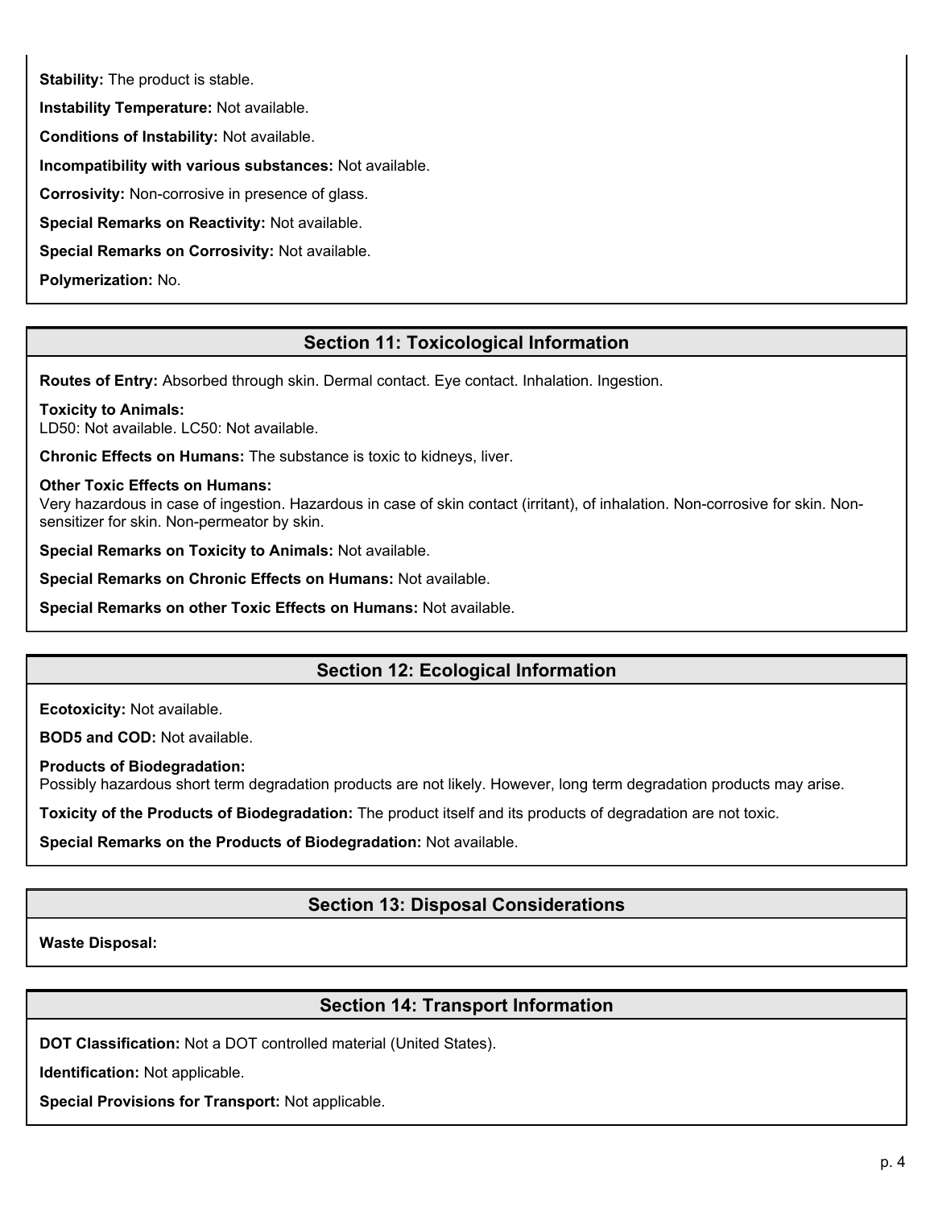**Stability:** The product is stable.

**Instability Temperature:** Not available.

**Conditions of Instability:** Not available.

**Incompatibility with various substances:** Not available.

**Corrosivity:** Non-corrosive in presence of glass.

**Special Remarks on Reactivity:** Not available.

**Special Remarks on Corrosivity:** Not available.

**Polymerization:** No.

## Section 11: Toxicological Information

**Routes of Entry:** Absorbed through skin. Dermal contact. Eye contact. Inhalation. Ingestion.

**Toxicity to Animals:**
LD50: Not available. LC50: Not available.

**Chronic Effects on Humans:** The substance is toxic to kidneys, liver.

**Other Toxic Effects on Humans:**
Very hazardous in case of ingestion. Hazardous in case of skin contact (irritant), of inhalation. Non-corrosive for skin. Non-sensitizer for skin. Non-permeator by skin.

**Special Remarks on Toxicity to Animals:** Not available.

**Special Remarks on Chronic Effects on Humans:** Not available.

**Special Remarks on other Toxic Effects on Humans:** Not available.

## Section 12: Ecological Information

**Ecotoxicity:** Not available.

**BOD5 and COD:** Not available.

**Products of Biodegradation:**
Possibly hazardous short term degradation products are not likely. However, long term degradation products may arise.

**Toxicity of the Products of Biodegradation:** The product itself and its products of degradation are not toxic.

**Special Remarks on the Products of Biodegradation:** Not available.

## Section 13: Disposal Considerations

**Waste Disposal:**

## Section 14: Transport Information

**DOT Classification:** Not a DOT controlled material (United States).

**Identification:** Not applicable.

**Special Provisions for Transport:** Not applicable.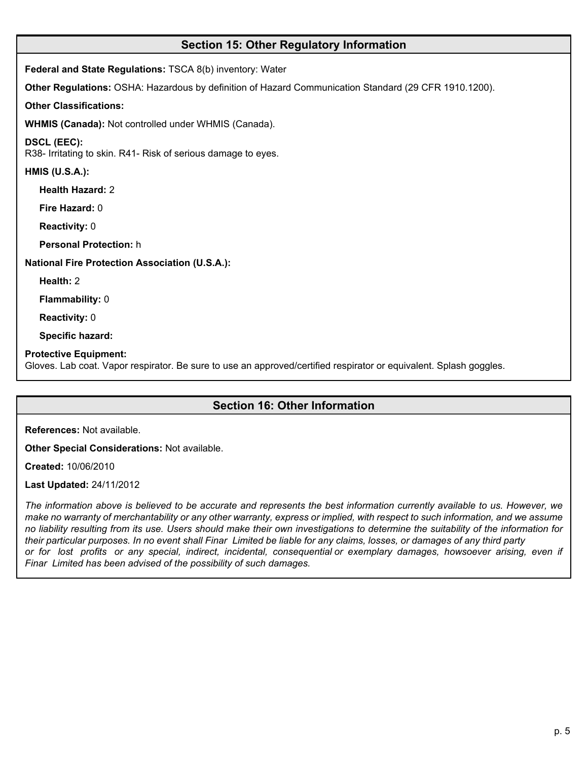## Section 15: Other Regulatory Information

**Federal and State Regulations:** TSCA 8(b) inventory: Water

**Other Regulations:** OSHA: Hazardous by definition of Hazard Communication Standard (29 CFR 1910.1200).

**Other Classifications:**

**WHMIS (Canada):** Not controlled under WHMIS (Canada).

**DSCL (EEC):**
R38- Irritating to skin. R41- Risk of serious damage to eyes.

**HMIS (U.S.A.):**

- **Health Hazard:** 2
- **Fire Hazard:** 0
- **Reactivity:** 0
- **Personal Protection:** h

**National Fire Protection Association (U.S.A.):**

- **Health:** 2
- **Flammability:** 0
- **Reactivity:** 0
- **Specific hazard:**

**Protective Equipment:**
Gloves. Lab coat. Vapor respirator. Be sure to use an approved/certified respirator or equivalent. Splash goggles.

## Section 16: Other Information

**References:** Not available.

**Other Special Considerations:** Not available.

**Created:** 10/06/2010

**Last Updated:** 24/11/2012

*The information above is believed to be accurate and represents the best information currently available to us. However, we make no warranty of merchantability or any other warranty, express or implied, with respect to such information, and we assume no liability resulting from its use. Users should make their own investigations to determine the suitability of the information for their particular purposes. In no event shall Finar Limited be liable for any claims, losses, or damages of any third party or for lost profits or any special, indirect, incidental, consequential or exemplary damages, howsoever arising, even if Finar Limited has been advised of the possibility of such damages.*